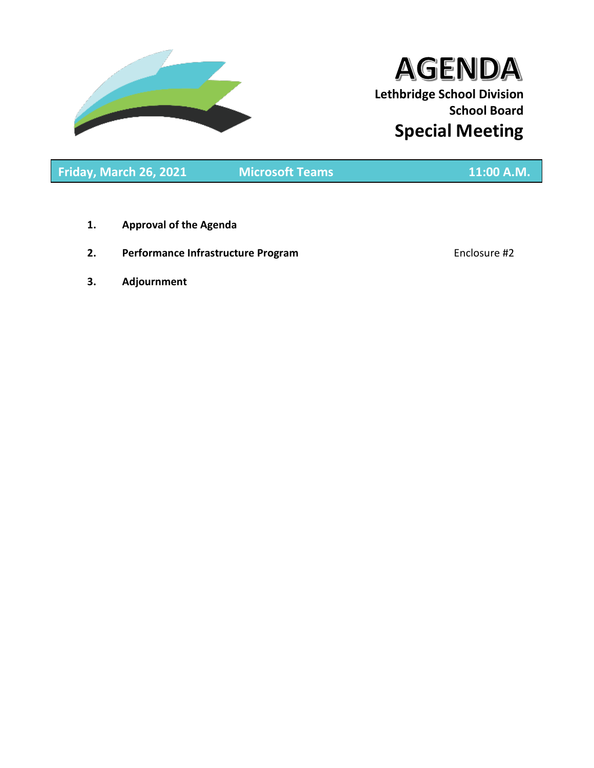# AGENDA

**Lethbridge School Division**
**School Board**

## Special Meeting

| Friday, March 26, 2021 | Microsoft Teams | 11:00 A.M. |
|---|---|---|

1. **Approval of the Agenda**

2. **Performance Infrastructure Program** — Enclosure #2

3. **Adjournment**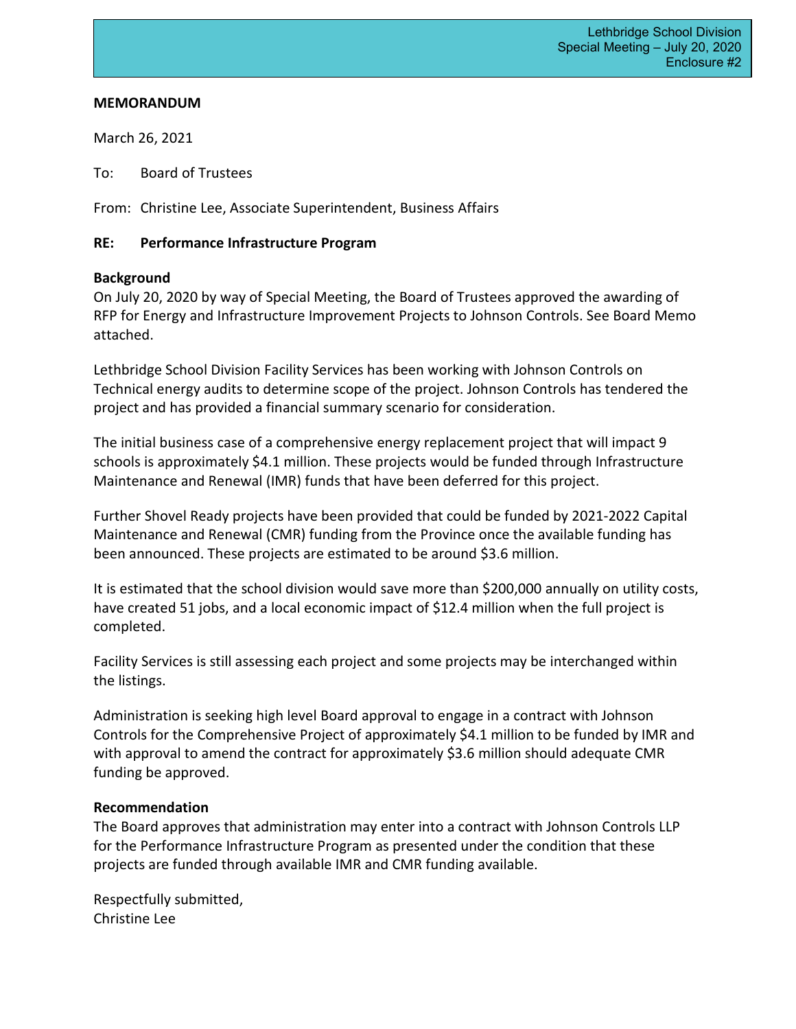**MEMORANDUM**

March 26, 2021

To: Board of Trustees

From: Christine Lee, Associate Superintendent, Business Affairs

**RE: Performance Infrastructure Program**

**Background**

On July 20, 2020 by way of Special Meeting, the Board of Trustees approved the awarding of RFP for Energy and Infrastructure Improvement Projects to Johnson Controls. See Board Memo attached.

Lethbridge School Division Facility Services has been working with Johnson Controls on Technical energy audits to determine scope of the project. Johnson Controls has tendered the project and has provided a financial summary scenario for consideration.

The initial business case of a comprehensive energy replacement project that will impact 9 schools is approximately $4.1 million. These projects would be funded through Infrastructure Maintenance and Renewal (IMR) funds that have been deferred for this project.

Further Shovel Ready projects have been provided that could be funded by 2021-2022 Capital Maintenance and Renewal (CMR) funding from the Province once the available funding has been announced. These projects are estimated to be around $3.6 million.

It is estimated that the school division would save more than $200,000 annually on utility costs, have created 51 jobs, and a local economic impact of $12.4 million when the full project is completed.

Facility Services is still assessing each project and some projects may be interchanged within the listings.

Administration is seeking high level Board approval to engage in a contract with Johnson Controls for the Comprehensive Project of approximately $4.1 million to be funded by IMR and with approval to amend the contract for approximately $3.6 million should adequate CMR funding be approved.

**Recommendation**

The Board approves that administration may enter into a contract with Johnson Controls LLP for the Performance Infrastructure Program as presented under the condition that these projects are funded through available IMR and CMR funding available.

Respectfully submitted,
Christine Lee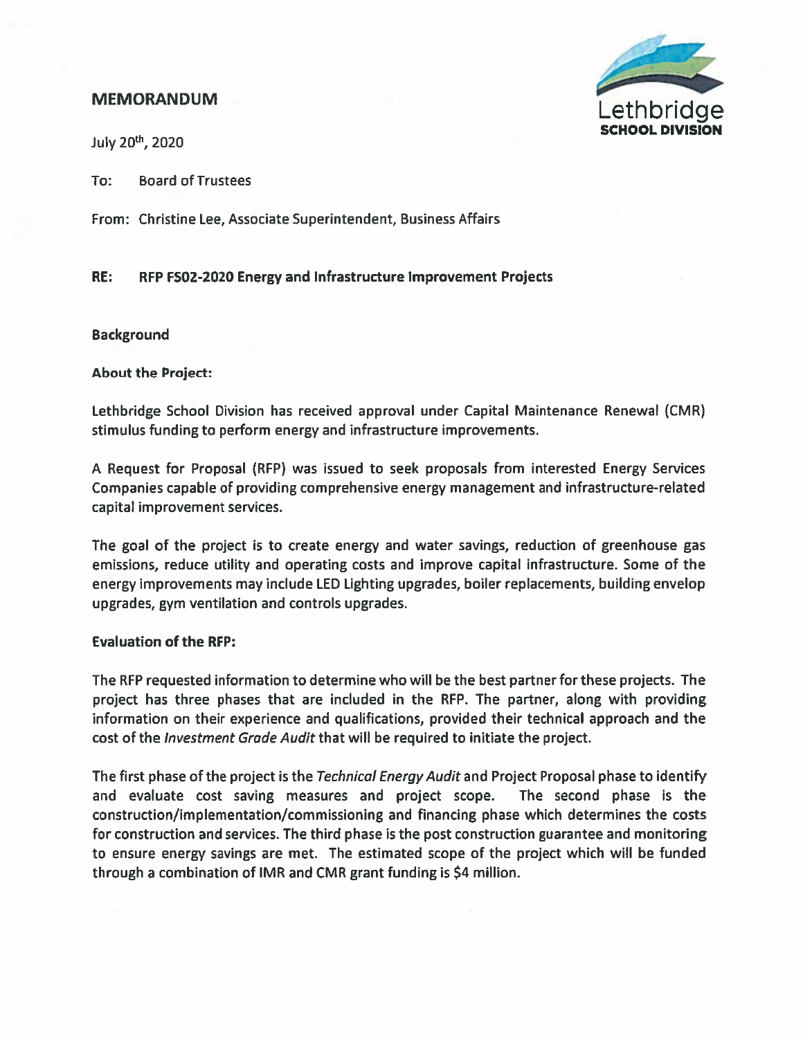# MEMORANDUM

July 20th, 2020

To: Board of Trustees

From: Christine Lee, Associate Superintendent, Business Affairs

**RE: RFP FS02-2020 Energy and Infrastructure Improvement Projects**

## Background

### About the Project:

Lethbridge School Division has received approval under Capital Maintenance Renewal (CMR) stimulus funding to perform energy and infrastructure improvements.

A Request for Proposal (RFP) was issued to seek proposals from interested Energy Services Companies capable of providing comprehensive energy management and infrastructure-related capital improvement services.

The goal of the project is to create energy and water savings, reduction of greenhouse gas emissions, reduce utility and operating costs and improve capital infrastructure. Some of the energy improvements may include LED Lighting upgrades, boiler replacements, building envelop upgrades, gym ventilation and controls upgrades.

### Evaluation of the RFP:

The RFP requested information to determine who will be the best partner for these projects. The project has three phases that are included in the RFP. The partner, along with providing information on their experience and qualifications, provided their technical approach and the cost of the *Investment Grade Audit* that will be required to initiate the project.

The first phase of the project is the *Technical Energy Audit* and Project Proposal phase to identify and evaluate cost saving measures and project scope. The second phase is the construction/implementation/commissioning and financing phase which determines the costs for construction and services. The third phase is the post construction guarantee and monitoring to ensure energy savings are met. The estimated scope of the project which will be funded through a combination of IMR and CMR grant funding is $4 million.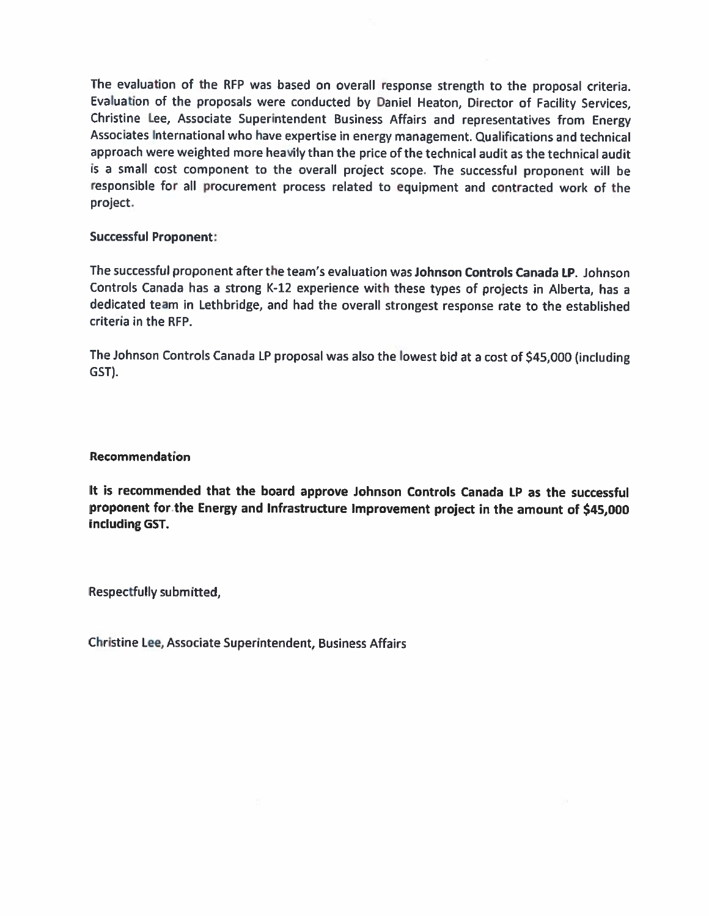The evaluation of the RFP was based on overall response strength to the proposal criteria. Evaluation of the proposals were conducted by Daniel Heaton, Director of Facility Services, Christine Lee, Associate Superintendent Business Affairs and representatives from Energy Associates International who have expertise in energy management. Qualifications and technical approach were weighted more heavily than the price of the technical audit as the technical audit is a small cost component to the overall project scope. The successful proponent will be responsible for all procurement process related to equipment and contracted work of the project.

**Successful Proponent:**

The successful proponent after the team's evaluation was **Johnson Controls Canada LP**. Johnson Controls Canada has a strong K-12 experience with these types of projects in Alberta, has a dedicated team in Lethbridge, and had the overall strongest response rate to the established criteria in the RFP.

The Johnson Controls Canada LP proposal was also the lowest bid at a cost of $45,000 (including GST).

**Recommendation**

**It is recommended that the board approve Johnson Controls Canada LP as the successful proponent for the Energy and Infrastructure Improvement project in the amount of $45,000 including GST.**

Respectfully submitted,

Christine Lee, Associate Superintendent, Business Affairs